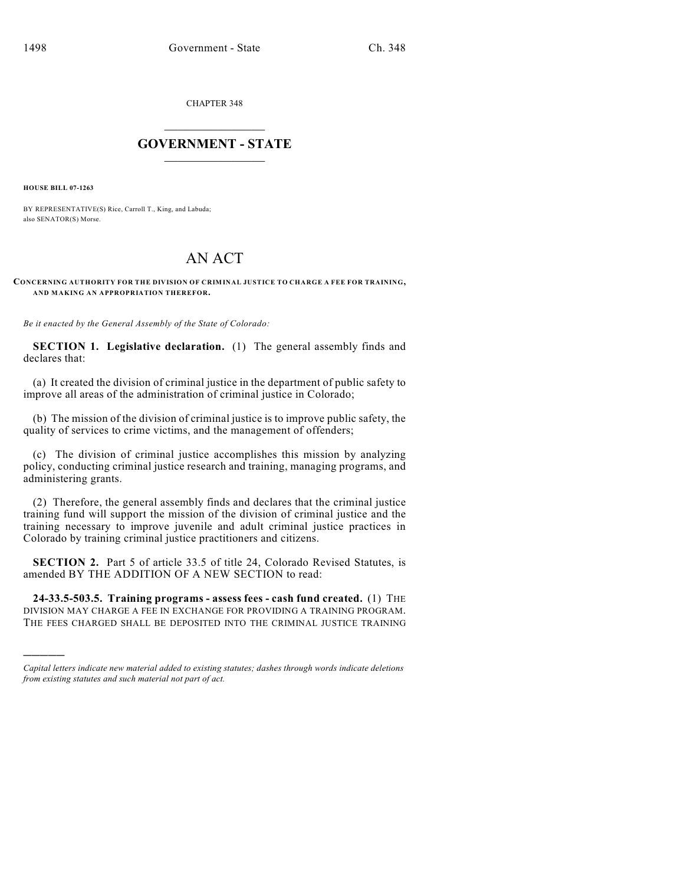CHAPTER 348

# GOVERNMENT - STATE

**HOUSE BILL 07-1263**

BY REPRESENTATIVE(S) Rice, Carroll T., King, and Labuda;
also SENATOR(S) Morse.

# AN ACT

**CONCERNING AUTHORITY FOR THE DIVISION OF CRIMINAL JUSTICE TO CHARGE A FEE FOR TRAINING, AND MAKING AN APPROPRIATION THEREFOR.**

*Be it enacted by the General Assembly of the State of Colorado:*

**SECTION 1. Legislative declaration.** (1) The general assembly finds and declares that:

(a) It created the division of criminal justice in the department of public safety to improve all areas of the administration of criminal justice in Colorado;

(b) The mission of the division of criminal justice is to improve public safety, the quality of services to crime victims, and the management of offenders;

(c) The division of criminal justice accomplishes this mission by analyzing policy, conducting criminal justice research and training, managing programs, and administering grants.

(2) Therefore, the general assembly finds and declares that the criminal justice training fund will support the mission of the division of criminal justice and the training necessary to improve juvenile and adult criminal justice practices in Colorado by training criminal justice practitioners and citizens.

**SECTION 2.** Part 5 of article 33.5 of title 24, Colorado Revised Statutes, is amended BY THE ADDITION OF A NEW SECTION to read:

**24-33.5-503.5. Training programs - assess fees - cash fund created.** (1) THE DIVISION MAY CHARGE A FEE IN EXCHANGE FOR PROVIDING A TRAINING PROGRAM. THE FEES CHARGED SHALL BE DEPOSITED INTO THE CRIMINAL JUSTICE TRAINING

---

*Capital letters indicate new material added to existing statutes; dashes through words indicate deletions from existing statutes and such material not part of act.*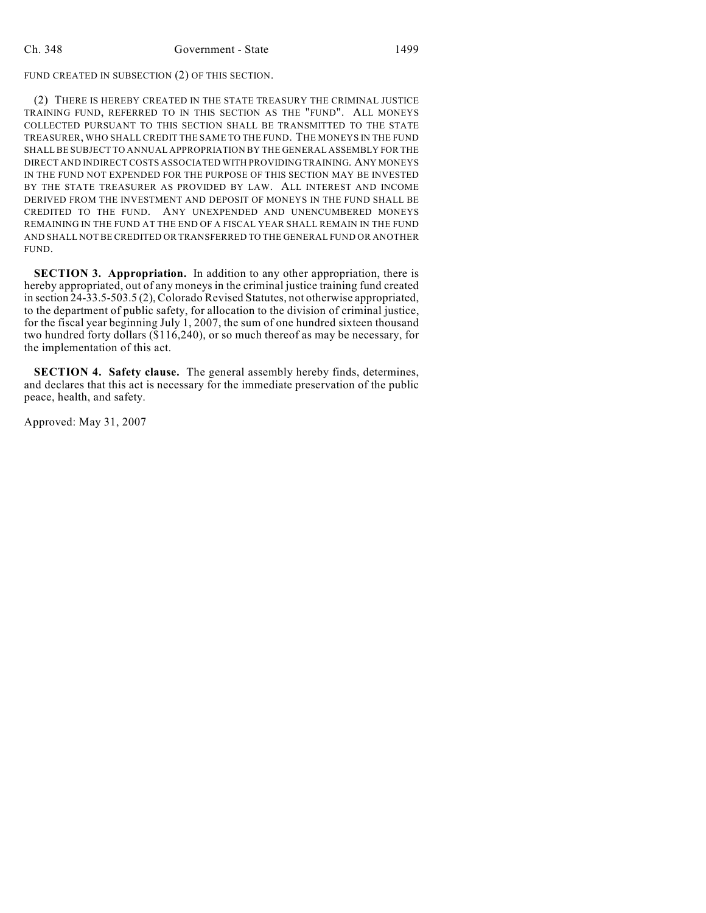FUND CREATED IN SUBSECTION (2) OF THIS SECTION.

(2) THERE IS HEREBY CREATED IN THE STATE TREASURY THE CRIMINAL JUSTICE TRAINING FUND, REFERRED TO IN THIS SECTION AS THE "FUND". ALL MONEYS COLLECTED PURSUANT TO THIS SECTION SHALL BE TRANSMITTED TO THE STATE TREASURER, WHO SHALL CREDIT THE SAME TO THE FUND. THE MONEYS IN THE FUND SHALL BE SUBJECT TO ANNUAL APPROPRIATION BY THE GENERAL ASSEMBLY FOR THE DIRECT AND INDIRECT COSTS ASSOCIATED WITH PROVIDING TRAINING. ANY MONEYS IN THE FUND NOT EXPENDED FOR THE PURPOSE OF THIS SECTION MAY BE INVESTED BY THE STATE TREASURER AS PROVIDED BY LAW. ALL INTEREST AND INCOME DERIVED FROM THE INVESTMENT AND DEPOSIT OF MONEYS IN THE FUND SHALL BE CREDITED TO THE FUND. ANY UNEXPENDED AND UNENCUMBERED MONEYS REMAINING IN THE FUND AT THE END OF A FISCAL YEAR SHALL REMAIN IN THE FUND AND SHALL NOT BE CREDITED OR TRANSFERRED TO THE GENERAL FUND OR ANOTHER FUND.

**SECTION 3. Appropriation.** In addition to any other appropriation, there is hereby appropriated, out of any moneys in the criminal justice training fund created in section 24-33.5-503.5 (2), Colorado Revised Statutes, not otherwise appropriated, to the department of public safety, for allocation to the division of criminal justice, for the fiscal year beginning July 1, 2007, the sum of one hundred sixteen thousand two hundred forty dollars ($116,240), or so much thereof as may be necessary, for the implementation of this act.

**SECTION 4. Safety clause.** The general assembly hereby finds, determines, and declares that this act is necessary for the immediate preservation of the public peace, health, and safety.

Approved: May 31, 2007